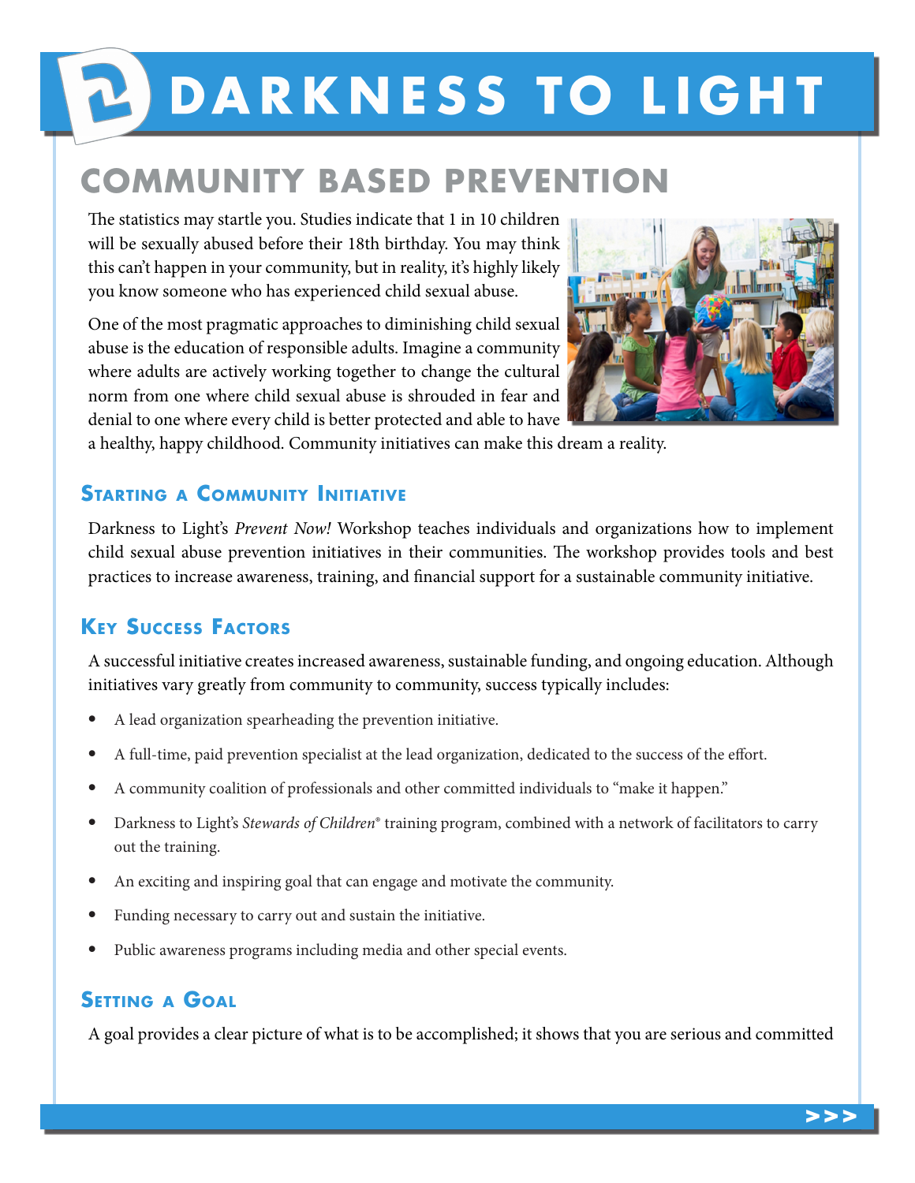# DARKNESS TO LIGHT

## COMMUNITY BASED PREVENTION

The statistics may startle you. Studies indicate that 1 in 10 children will be sexually abused before their 18th birthday. You may think this can't happen in your community, but in reality, it's highly likely you know someone who has experienced child sexual abuse.

One of the most pragmatic approaches to diminishing child sexual abuse is the education of responsible adults. Imagine a community where adults are actively working together to change the cultural norm from one where child sexual abuse is shrouded in fear and denial to one where every child is better protected and able to have a healthy, happy childhood. Community initiatives can make this dream a reality.

### Starting a Community Initiative

Darkness to Light's *Prevent Now!* Workshop teaches individuals and organizations how to implement child sexual abuse prevention initiatives in their communities. The workshop provides tools and best practices to increase awareness, training, and financial support for a sustainable community initiative.

### Key Success Factors

A successful initiative creates increased awareness, sustainable funding, and ongoing education. Although initiatives vary greatly from community to community, success typically includes:

- A lead organization spearheading the prevention initiative.
- A full-time, paid prevention specialist at the lead organization, dedicated to the success of the effort.
- A community coalition of professionals and other committed individuals to "make it happen."
- Darkness to Light's *Stewards of Children*® training program, combined with a network of facilitators to carry out the training.
- An exciting and inspiring goal that can engage and motivate the community.
- Funding necessary to carry out and sustain the initiative.
- Public awareness programs including media and other special events.

### Setting a Goal

A goal provides a clear picture of what is to be accomplished; it shows that you are serious and committed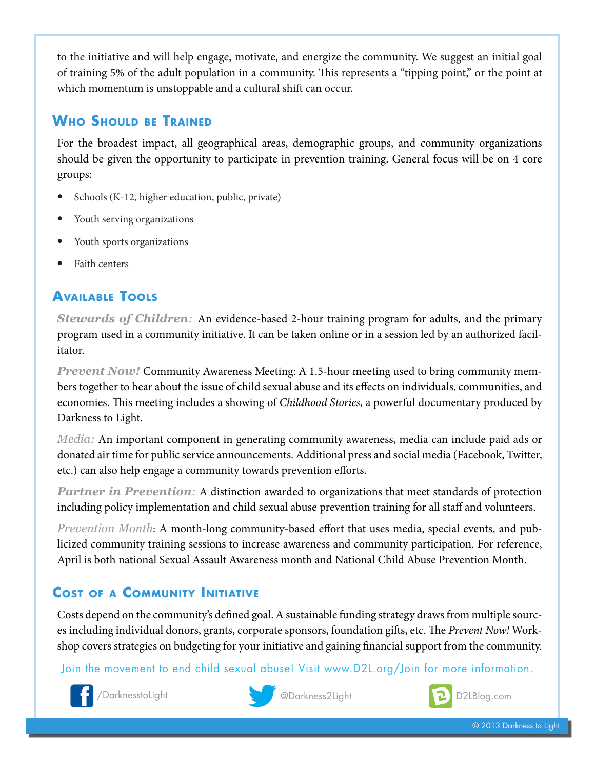to the initiative and will help engage, motivate, and energize the community. We suggest an initial goal of training 5% of the adult population in a community. This represents a "tipping point," or the point at which momentum is unstoppable and a cultural shift can occur.

## Who Should be Trained

For the broadest impact, all geographical areas, demographic groups, and community organizations should be given the opportunity to participate in prevention training. General focus will be on 4 core groups:

- Schools (K-12, higher education, public, private)
- Youth serving organizations
- Youth sports organizations
- Faith centers

## Available Tools

***Stewards of Children:*** An evidence-based 2-hour training program for adults, and the primary program used in a community initiative. It can be taken online or in a session led by an authorized facilitator.

***Prevent Now!*** Community Awareness Meeting: A 1.5-hour meeting used to bring community members together to hear about the issue of child sexual abuse and its effects on individuals, communities, and economies. This meeting includes a showing of *Childhood Stories*, a powerful documentary produced by Darkness to Light.

*Media:* An important component in generating community awareness, media can include paid ads or donated air time for public service announcements. Additional press and social media (Facebook, Twitter, etc.) can also help engage a community towards prevention efforts.

***Partner in Prevention:*** A distinction awarded to organizations that meet standards of protection including policy implementation and child sexual abuse prevention training for all staff and volunteers.

*Prevention Month*: A month-long community-based effort that uses media, special events, and publicized community training sessions to increase awareness and community participation. For reference, April is both national Sexual Assault Awareness month and National Child Abuse Prevention Month.

## Cost of a Community Initiative

Costs depend on the community's defined goal. A sustainable funding strategy draws from multiple sources including individual donors, grants, corporate sponsors, foundation gifts, etc. The *Prevent Now!* Workshop covers strategies on budgeting for your initiative and gaining financial support from the community.

Join the movement to end child sexual abuse! Visit www.D2L.org/Join for more information.

/DarknesstoLight @Darkness2Light D2LBlog.com

© 2013 Darkness to Light